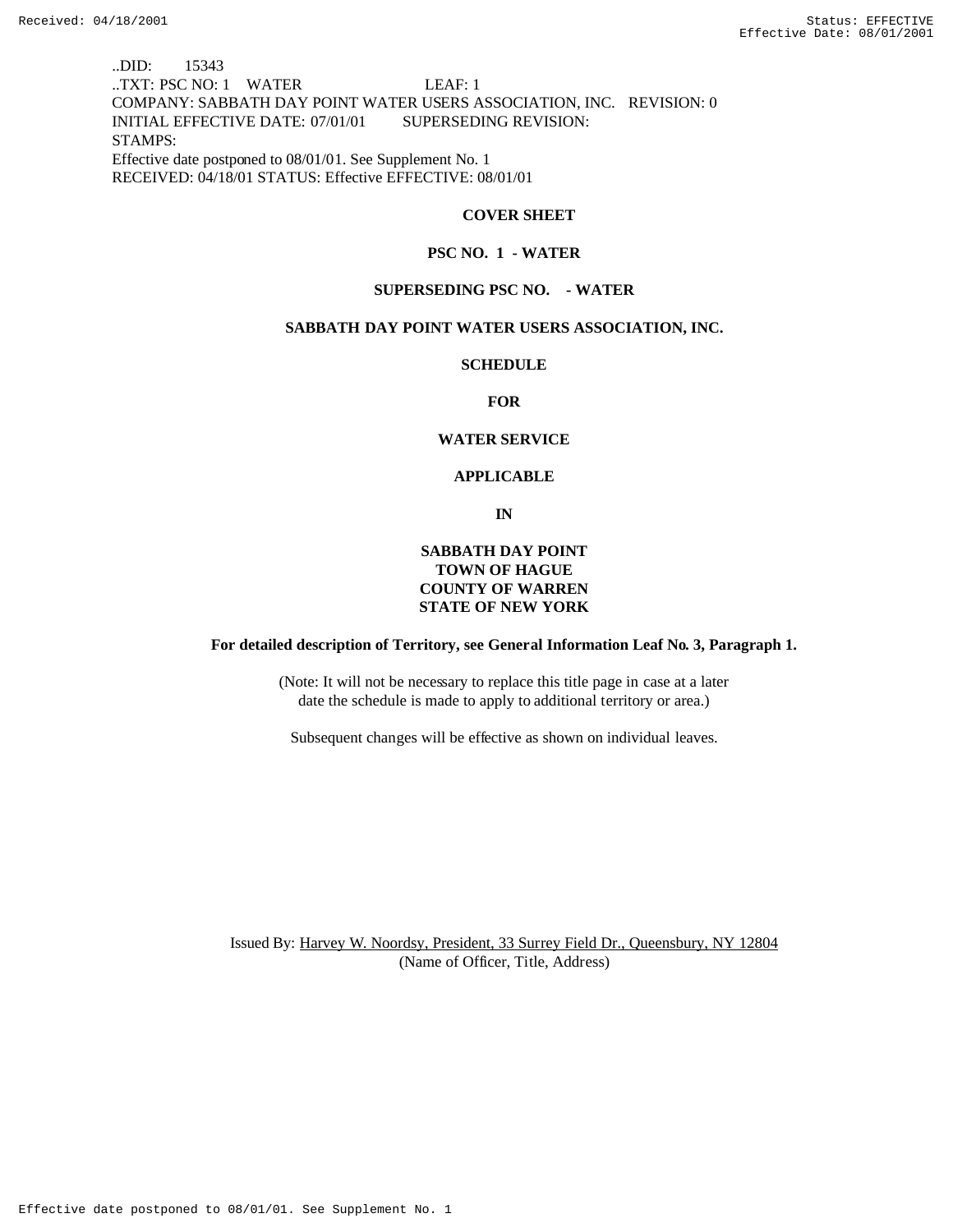..DID: 15343
..TXT: PSC NO: 1 WATER LEAF: 1
COMPANY: SABBATH DAY POINT WATER USERS ASSOCIATION, INC. REVISION: 0
INITIAL EFFECTIVE DATE: 07/01/01 SUPERSEDING REVISION:
STAMPS:
Effective date postponed to 08/01/01. See Supplement No. 1
RECEIVED: 04/18/01 STATUS: Effective EFFECTIVE: 08/01/01

**COVER SHEET**

**PSC NO. 1 - WATER**

**SUPERSEDING PSC NO. - WATER**

**SABBATH DAY POINT WATER USERS ASSOCIATION, INC.**

**SCHEDULE**

**FOR**

**WATER SERVICE**

**APPLICABLE**

**IN**

**SABBATH DAY POINT**
**TOWN OF HAGUE**
**COUNTY OF WARREN**
**STATE OF NEW YORK**

**For detailed description of Territory, see General Information Leaf No. 3, Paragraph 1.**

(Note: It will not be necessary to replace this title page in case at a later date the schedule is made to apply to additional territory or area.)

Subsequent changes will be effective as shown on individual leaves.

Issued By: Harvey W. Noordsy, President, 33 Surrey Field Dr., Queensbury, NY 12804
(Name of Officer, Title, Address)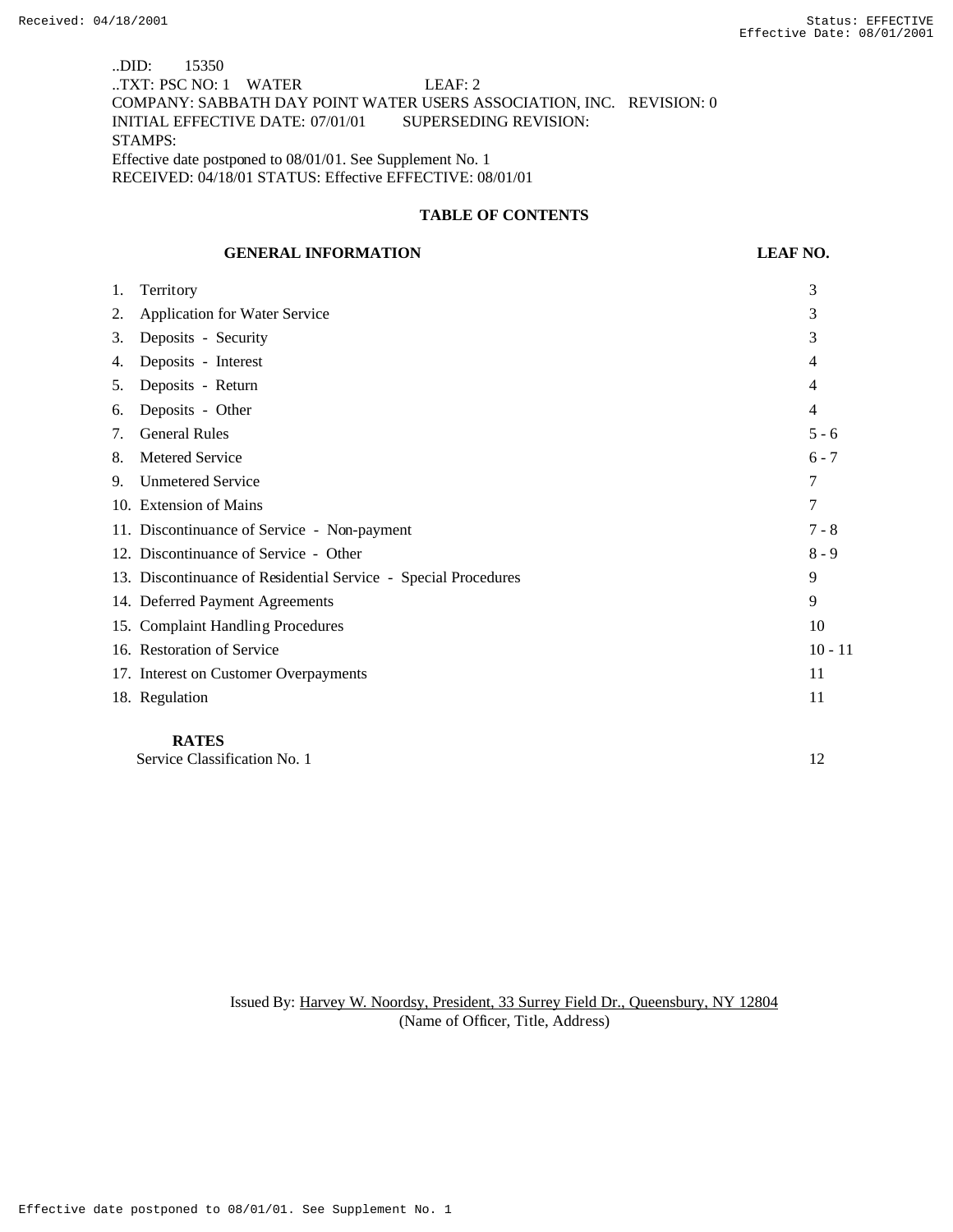..DID: 15350
..TXT: PSC NO: 1 WATER LEAF: 2
COMPANY: SABBATH DAY POINT WATER USERS ASSOCIATION, INC. REVISION: 0
INITIAL EFFECTIVE DATE: 07/01/01 SUPERSEDING REVISION:
STAMPS:
Effective date postponed to 08/01/01. See Supplement No. 1
RECEIVED: 04/18/01 STATUS: Effective EFFECTIVE: 08/01/01

## TABLE OF CONTENTS

| GENERAL INFORMATION | LEAF NO. |
|---|---|
| 1. Territory | 3 |
| 2. Application for Water Service | 3 |
| 3. Deposits - Security | 3 |
| 4. Deposits - Interest | 4 |
| 5. Deposits - Return | 4 |
| 6. Deposits - Other | 4 |
| 7. General Rules | 5 - 6 |
| 8. Metered Service | 6 - 7 |
| 9. Unmetered Service | 7 |
| 10. Extension of Mains | 7 |
| 11. Discontinuance of Service - Non-payment | 7 - 8 |
| 12. Discontinuance of Service - Other | 8 - 9 |
| 13. Discontinuance of Residential Service - Special Procedures | 9 |
| 14. Deferred Payment Agreements | 9 |
| 15. Complaint Handling Procedures | 10 |
| 16. Restoration of Service | 10 - 11 |
| 17. Interest on Customer Overpayments | 11 |
| 18. Regulation | 11 |
| **RATES** | |
| Service Classification No. 1 | 12 |

Issued By: Harvey W. Noordsy, President, 33 Surrey Field Dr., Queensbury, NY 12804
(Name of Officer, Title, Address)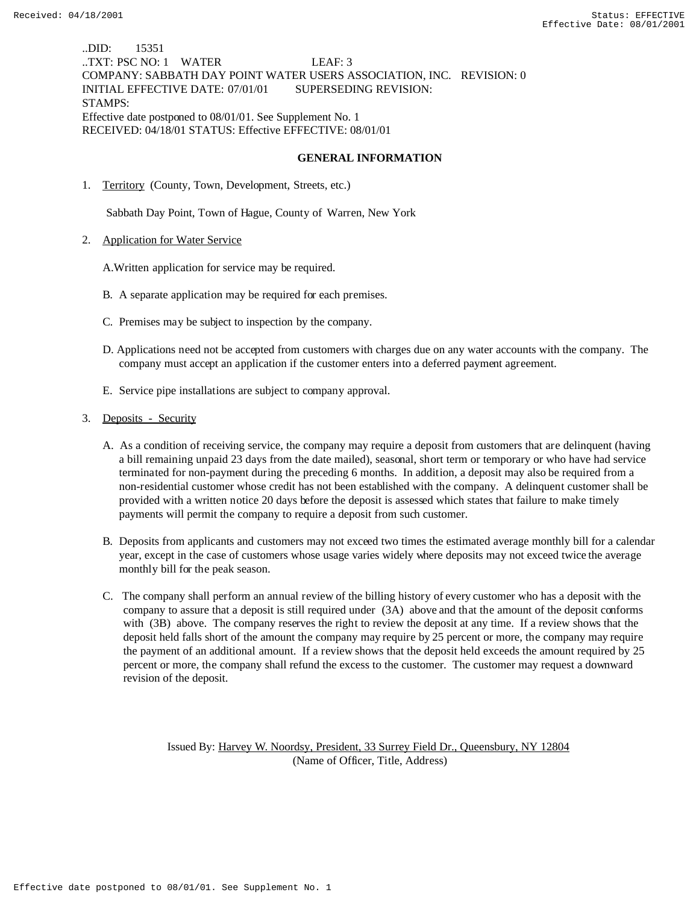..DID: 15351
..TXT: PSC NO: 1 WATER LEAF: 3
COMPANY: SABBATH DAY POINT WATER USERS ASSOCIATION, INC. REVISION: 0
INITIAL EFFECTIVE DATE: 07/01/01 SUPERSEDING REVISION:
STAMPS:
Effective date postponed to 08/01/01. See Supplement No. 1
RECEIVED: 04/18/01 STATUS: Effective EFFECTIVE: 08/01/01

## GENERAL INFORMATION

1. Territory (County, Town, Development, Streets, etc.)

   Sabbath Day Point, Town of Hague, County of Warren, New York

2. Application for Water Service

   A. Written application for service may be required.

   B. A separate application may be required for each premises.

   C. Premises may be subject to inspection by the company.

   D. Applications need not be accepted from customers with charges due on any water accounts with the company. The company must accept an application if the customer enters into a deferred payment agreement.

   E. Service pipe installations are subject to company approval.

3. Deposits - Security

   A. As a condition of receiving service, the company may require a deposit from customers that are delinquent (having a bill remaining unpaid 23 days from the date mailed), seasonal, short term or temporary or who have had service terminated for non-payment during the preceding 6 months. In addition, a deposit may also be required from a non-residential customer whose credit has not been established with the company. A delinquent customer shall be provided with a written notice 20 days before the deposit is assessed which states that failure to make timely payments will permit the company to require a deposit from such customer.

   B. Deposits from applicants and customers may not exceed two times the estimated average monthly bill for a calendar year, except in the case of customers whose usage varies widely where deposits may not exceed twice the average monthly bill for the peak season.

   C. The company shall perform an annual review of the billing history of every customer who has a deposit with the company to assure that a deposit is still required under (3A) above and that the amount of the deposit conforms with (3B) above. The company reserves the right to review the deposit at any time. If a review shows that the deposit held falls short of the amount the company may require by 25 percent or more, the company may require the payment of an additional amount. If a review shows that the deposit held exceeds the amount required by 25 percent or more, the company shall refund the excess to the customer. The customer may request a downward revision of the deposit.

Issued By: Harvey W. Noordsy, President, 33 Surrey Field Dr., Queensbury, NY 12804
(Name of Officer, Title, Address)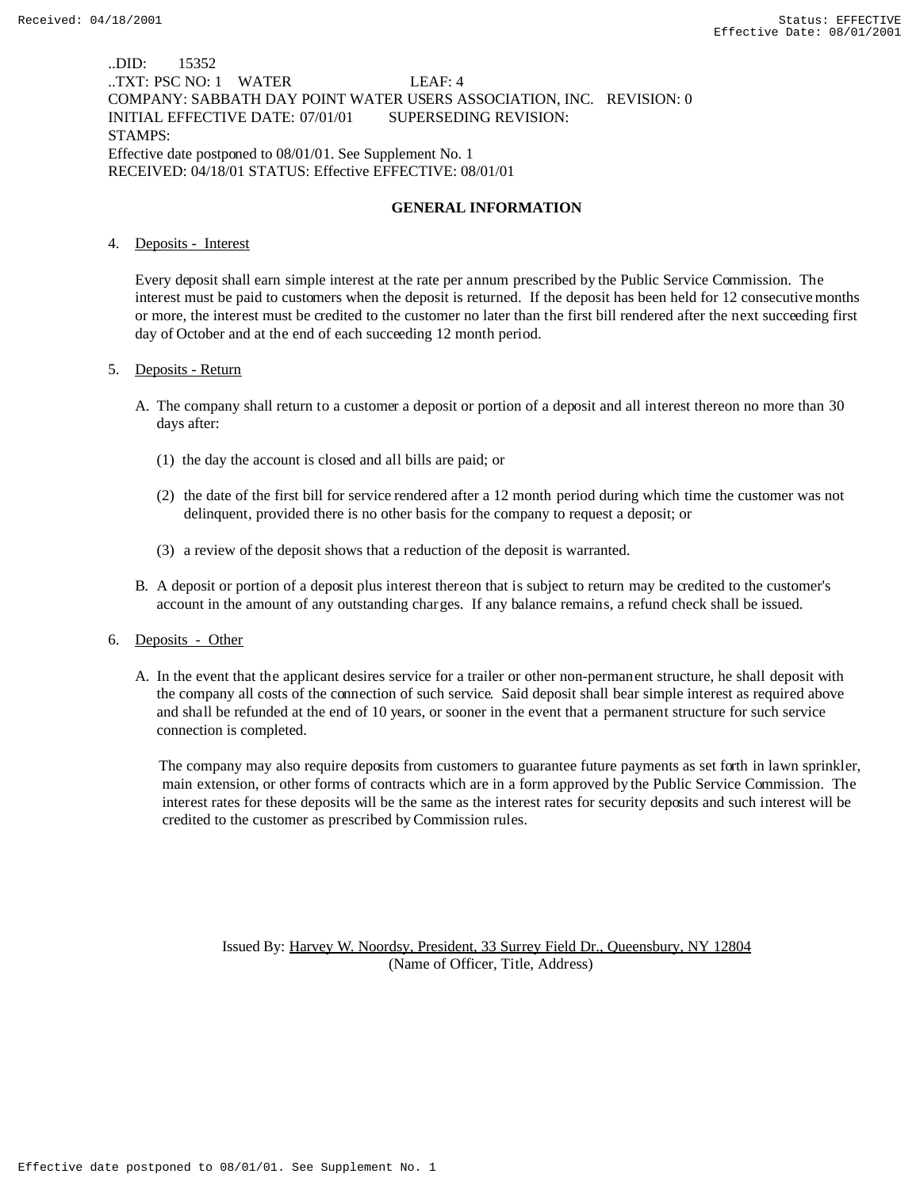..DID: 15352
..TXT: PSC NO: 1 WATER LEAF: 4
COMPANY: SABBATH DAY POINT WATER USERS ASSOCIATION, INC. REVISION: 0
INITIAL EFFECTIVE DATE: 07/01/01 SUPERSEDING REVISION:
STAMPS:
Effective date postponed to 08/01/01. See Supplement No. 1
RECEIVED: 04/18/01 STATUS: Effective EFFECTIVE: 08/01/01

## GENERAL INFORMATION

4. Deposits - Interest

   Every deposit shall earn simple interest at the rate per annum prescribed by the Public Service Commission. The interest must be paid to customers when the deposit is returned. If the deposit has been held for 12 consecutive months or more, the interest must be credited to the customer no later than the first bill rendered after the next succeeding first day of October and at the end of each succeeding 12 month period.

5. Deposits - Return

   A. The company shall return to a customer a deposit or portion of a deposit and all interest thereon no more than 30 days after:

      (1) the day the account is closed and all bills are paid; or

      (2) the date of the first bill for service rendered after a 12 month period during which time the customer was not delinquent, provided there is no other basis for the company to request a deposit; or

      (3) a review of the deposit shows that a reduction of the deposit is warranted.

   B. A deposit or portion of a deposit plus interest thereon that is subject to return may be credited to the customer's account in the amount of any outstanding charges. If any balance remains, a refund check shall be issued.

6. Deposits - Other

   A. In the event that the applicant desires service for a trailer or other non-permanent structure, he shall deposit with the company all costs of the connection of such service. Said deposit shall bear simple interest as required above and shall be refunded at the end of 10 years, or sooner in the event that a permanent structure for such service connection is completed.

      The company may also require deposits from customers to guarantee future payments as set forth in lawn sprinkler, main extension, or other forms of contracts which are in a form approved by the Public Service Commission. The interest rates for these deposits will be the same as the interest rates for security deposits and such interest will be credited to the customer as prescribed by Commission rules.

Issued By: Harvey W. Noordsy, President, 33 Surrey Field Dr., Queensbury, NY 12804
(Name of Officer, Title, Address)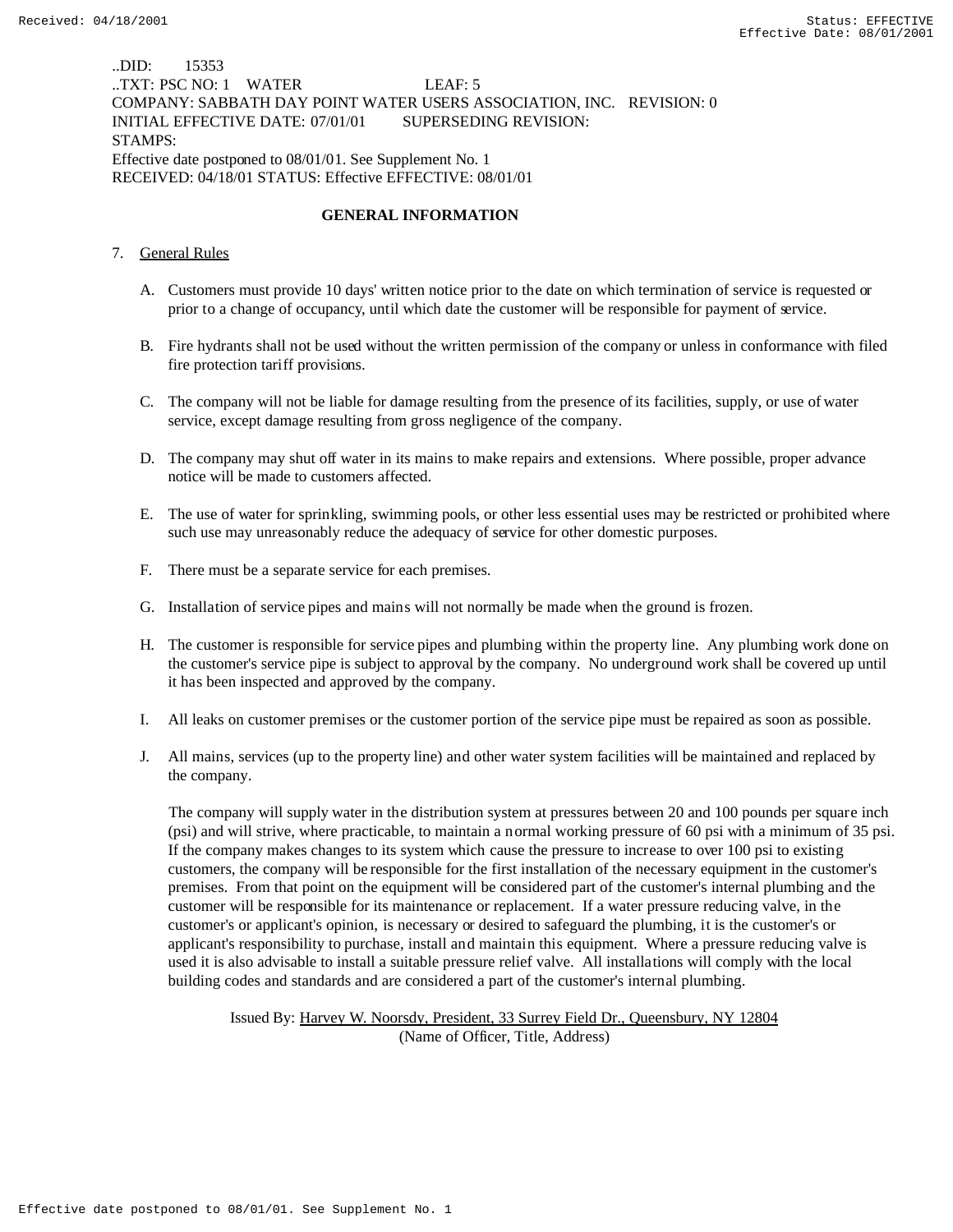..DID: 15353
..TXT: PSC NO: 1 WATER LEAF: 5
COMPANY: SABBATH DAY POINT WATER USERS ASSOCIATION, INC. REVISION: 0
INITIAL EFFECTIVE DATE: 07/01/01 SUPERSEDING REVISION:
STAMPS:
Effective date postponed to 08/01/01. See Supplement No. 1
RECEIVED: 04/18/01 STATUS: Effective EFFECTIVE: 08/01/01

## GENERAL INFORMATION

7. General Rules

   A. Customers must provide 10 days' written notice prior to the date on which termination of service is requested or prior to a change of occupancy, until which date the customer will be responsible for payment of service.

   B. Fire hydrants shall not be used without the written permission of the company or unless in conformance with filed fire protection tariff provisions.

   C. The company will not be liable for damage resulting from the presence of its facilities, supply, or use of water service, except damage resulting from gross negligence of the company.

   D. The company may shut off water in its mains to make repairs and extensions. Where possible, proper advance notice will be made to customers affected.

   E. The use of water for sprinkling, swimming pools, or other less essential uses may be restricted or prohibited where such use may unreasonably reduce the adequacy of service for other domestic purposes.

   F. There must be a separate service for each premises.

   G. Installation of service pipes and mains will not normally be made when the ground is frozen.

   H. The customer is responsible for service pipes and plumbing within the property line. Any plumbing work done on the customer's service pipe is subject to approval by the company. No underground work shall be covered up until it has been inspected and approved by the company.

   I. All leaks on customer premises or the customer portion of the service pipe must be repaired as soon as possible.

   J. All mains, services (up to the property line) and other water system facilities will be maintained and replaced by the company.

   The company will supply water in the distribution system at pressures between 20 and 100 pounds per square inch (psi) and will strive, where practicable, to maintain a normal working pressure of 60 psi with a minimum of 35 psi. If the company makes changes to its system which cause the pressure to increase to over 100 psi to existing customers, the company will be responsible for the first installation of the necessary equipment in the customer's premises. From that point on the equipment will be considered part of the customer's internal plumbing and the customer will be responsible for its maintenance or replacement. If a water pressure reducing valve, in the customer's or applicant's opinion, is necessary or desired to safeguard the plumbing, it is the customer's or applicant's responsibility to purchase, install and maintain this equipment. Where a pressure reducing valve is used it is also advisable to install a suitable pressure relief valve. All installations will comply with the local building codes and standards and are considered a part of the customer's internal plumbing.

Issued By: Harvey W. Noorsdy, President, 33 Surrey Field Dr., Queensbury, NY 12804
(Name of Officer, Title, Address)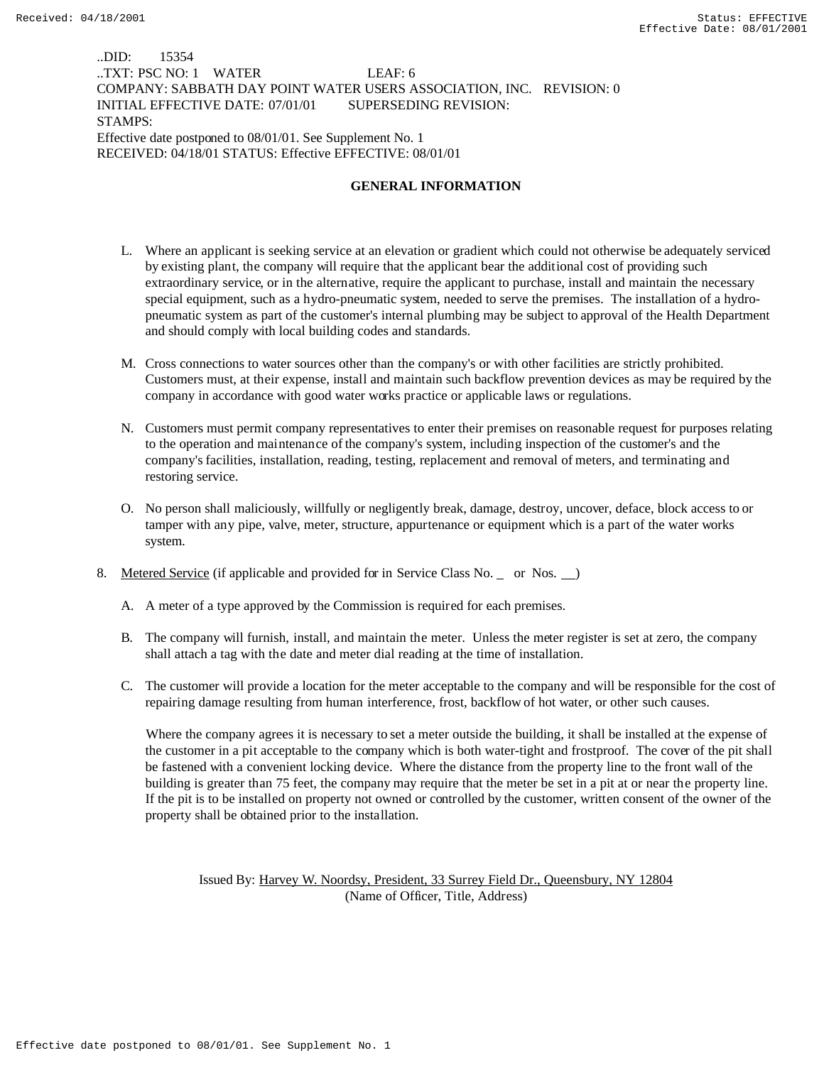..DID: 15354
..TXT: PSC NO: 1 WATER LEAF: 6
COMPANY: SABBATH DAY POINT WATER USERS ASSOCIATION, INC. REVISION: 0
INITIAL EFFECTIVE DATE: 07/01/01 SUPERSEDING REVISION:
STAMPS:
Effective date postponed to 08/01/01. See Supplement No. 1
RECEIVED: 04/18/01 STATUS: Effective EFFECTIVE: 08/01/01

## GENERAL INFORMATION

L. Where an applicant is seeking service at an elevation or gradient which could not otherwise be adequately serviced by existing plant, the company will require that the applicant bear the additional cost of providing such extraordinary service, or in the alternative, require the applicant to purchase, install and maintain the necessary special equipment, such as a hydro-pneumatic system, needed to serve the premises. The installation of a hydro-pneumatic system as part of the customer's internal plumbing may be subject to approval of the Health Department and should comply with local building codes and standards.

M. Cross connections to water sources other than the company's or with other facilities are strictly prohibited. Customers must, at their expense, install and maintain such backflow prevention devices as may be required by the company in accordance with good water works practice or applicable laws or regulations.

N. Customers must permit company representatives to enter their premises on reasonable request for purposes relating to the operation and maintenance of the company's system, including inspection of the customer's and the company's facilities, installation, reading, testing, replacement and removal of meters, and terminating and restoring service.

O. No person shall maliciously, willfully or negligently break, damage, destroy, uncover, deface, block access to or tamper with any pipe, valve, meter, structure, appurtenance or equipment which is a part of the water works system.

8. Metered Service (if applicable and provided for in Service Class No. _ or Nos. __)

   A. A meter of a type approved by the Commission is required for each premises.

   B. The company will furnish, install, and maintain the meter. Unless the meter register is set at zero, the company shall attach a tag with the date and meter dial reading at the time of installation.

   C. The customer will provide a location for the meter acceptable to the company and will be responsible for the cost of repairing damage resulting from human interference, frost, backflow of hot water, or other such causes.

   Where the company agrees it is necessary to set a meter outside the building, it shall be installed at the expense of the customer in a pit acceptable to the company which is both water-tight and frostproof. The cover of the pit shall be fastened with a convenient locking device. Where the distance from the property line to the front wall of the building is greater than 75 feet, the company may require that the meter be set in a pit at or near the property line. If the pit is to be installed on property not owned or controlled by the customer, written consent of the owner of the property shall be obtained prior to the installation.

Issued By: Harvey W. Noordsy, President, 33 Surrey Field Dr., Queensbury, NY 12804
(Name of Officer, Title, Address)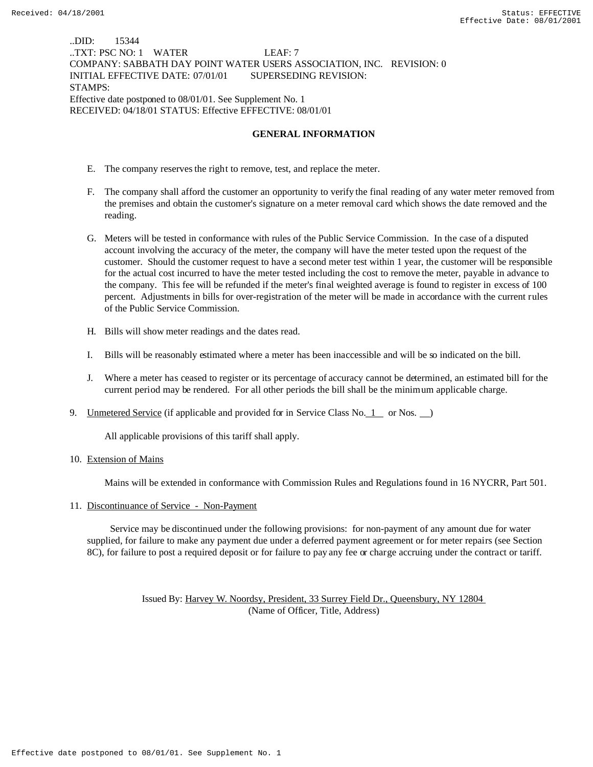..DID: 15344
..TXT: PSC NO: 1 WATER LEAF: 7
COMPANY: SABBATH DAY POINT WATER USERS ASSOCIATION, INC. REVISION: 0
INITIAL EFFECTIVE DATE: 07/01/01 SUPERSEDING REVISION:
STAMPS:
Effective date postponed to 08/01/01. See Supplement No. 1
RECEIVED: 04/18/01 STATUS: Effective EFFECTIVE: 08/01/01

## GENERAL INFORMATION

E. The company reserves the right to remove, test, and replace the meter.

F. The company shall afford the customer an opportunity to verify the final reading of any water meter removed from the premises and obtain the customer's signature on a meter removal card which shows the date removed and the reading.

G. Meters will be tested in conformance with rules of the Public Service Commission. In the case of a disputed account involving the accuracy of the meter, the company will have the meter tested upon the request of the customer. Should the customer request to have a second meter test within 1 year, the customer will be responsible for the actual cost incurred to have the meter tested including the cost to remove the meter, payable in advance to the company. This fee will be refunded if the meter's final weighted average is found to register in excess of 100 percent. Adjustments in bills for over-registration of the meter will be made in accordance with the current rules of the Public Service Commission.

H. Bills will show meter readings and the dates read.

I. Bills will be reasonably estimated where a meter has been inaccessible and will be so indicated on the bill.

J. Where a meter has ceased to register or its percentage of accuracy cannot be determined, an estimated bill for the current period may be rendered. For all other periods the bill shall be the minimum applicable charge.

9. Unmetered Service (if applicable and provided for in Service Class No. 1 or Nos. __)

   All applicable provisions of this tariff shall apply.

10. Extension of Mains

    Mains will be extended in conformance with Commission Rules and Regulations found in 16 NYCRR, Part 501.

11. Discontinuance of Service - Non-Payment

    Service may be discontinued under the following provisions: for non-payment of any amount due for water supplied, for failure to make any payment due under a deferred payment agreement or for meter repairs (see Section 8C), for failure to post a required deposit or for failure to pay any fee or charge accruing under the contract or tariff.

Issued By: Harvey W. Noordsy, President, 33 Surrey Field Dr., Queensbury, NY 12804
(Name of Officer, Title, Address)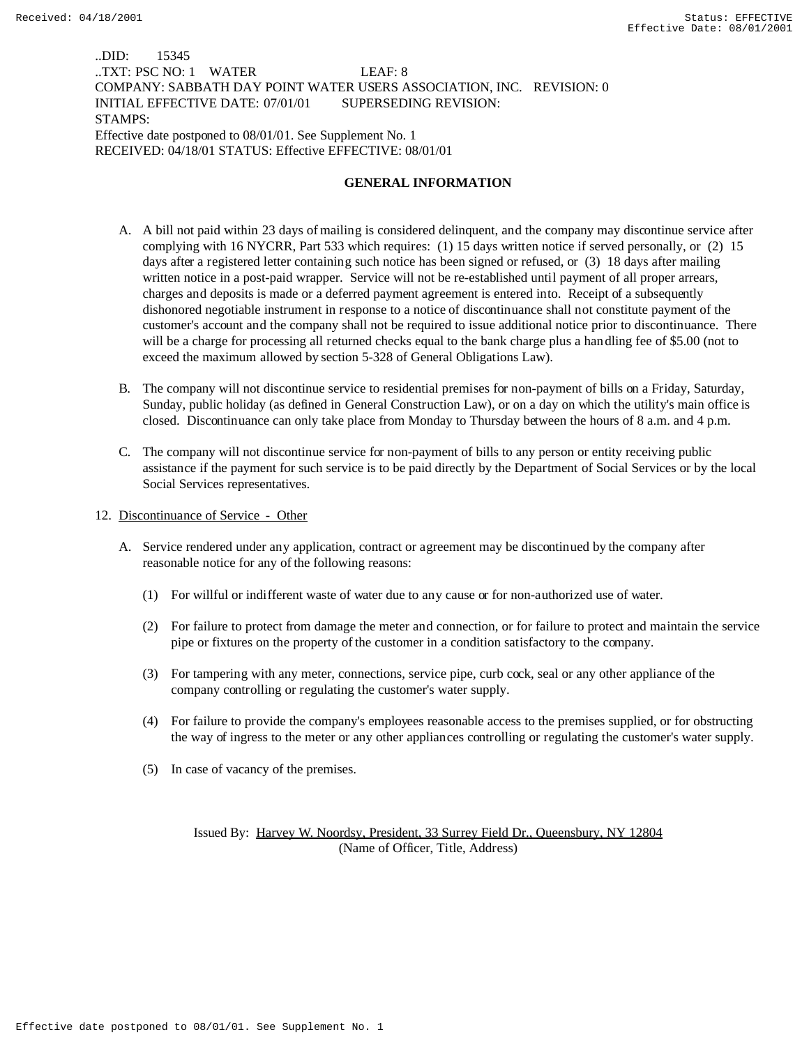..DID: 15345
..TXT: PSC NO: 1 WATER LEAF: 8
COMPANY: SABBATH DAY POINT WATER USERS ASSOCIATION, INC. REVISION: 0
INITIAL EFFECTIVE DATE: 07/01/01 SUPERSEDING REVISION:
STAMPS:
Effective date postponed to 08/01/01. See Supplement No. 1
RECEIVED: 04/18/01 STATUS: Effective EFFECTIVE: 08/01/01

## GENERAL INFORMATION

A. A bill not paid within 23 days of mailing is considered delinquent, and the company may discontinue service after complying with 16 NYCRR, Part 533 which requires: (1) 15 days written notice if served personally, or (2) 15 days after a registered letter containing such notice has been signed or refused, or (3) 18 days after mailing written notice in a post-paid wrapper. Service will not be re-established until payment of all proper arrears, charges and deposits is made or a deferred payment agreement is entered into. Receipt of a subsequently dishonored negotiable instrument in response to a notice of discontinuance shall not constitute payment of the customer's account and the company shall not be required to issue additional notice prior to discontinuance. There will be a charge for processing all returned checks equal to the bank charge plus a handling fee of $5.00 (not to exceed the maximum allowed by section 5-328 of General Obligations Law).

B. The company will not discontinue service to residential premises for non-payment of bills on a Friday, Saturday, Sunday, public holiday (as defined in General Construction Law), or on a day on which the utility's main office is closed. Discontinuance can only take place from Monday to Thursday between the hours of 8 a.m. and 4 p.m.

C. The company will not discontinue service for non-payment of bills to any person or entity receiving public assistance if the payment for such service is to be paid directly by the Department of Social Services or by the local Social Services representatives.

12. Discontinuance of Service - Other

A. Service rendered under any application, contract or agreement may be discontinued by the company after reasonable notice for any of the following reasons:

(1) For willful or indifferent waste of water due to any cause or for non-authorized use of water.

(2) For failure to protect from damage the meter and connection, or for failure to protect and maintain the service pipe or fixtures on the property of the customer in a condition satisfactory to the company.

(3) For tampering with any meter, connections, service pipe, curb cock, seal or any other appliance of the company controlling or regulating the customer's water supply.

(4) For failure to provide the company's employees reasonable access to the premises supplied, or for obstructing the way of ingress to the meter or any other appliances controlling or regulating the customer's water supply.

(5) In case of vacancy of the premises.

Issued By: Harvey W. Noordsy, President, 33 Surrey Field Dr., Queensbury, NY 12804
(Name of Officer, Title, Address)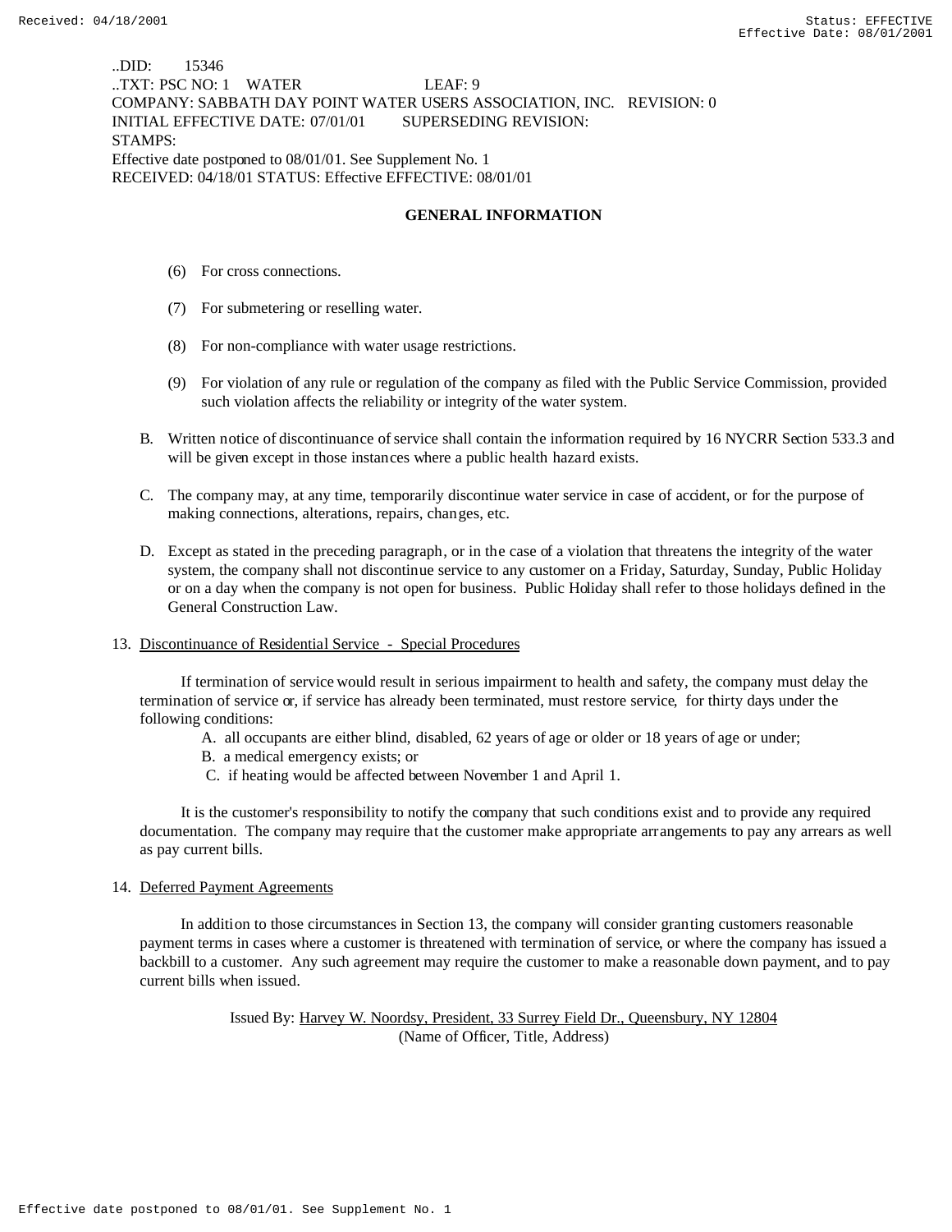..DID: 15346
..TXT: PSC NO: 1 WATER LEAF: 9
COMPANY: SABBATH DAY POINT WATER USERS ASSOCIATION, INC. REVISION: 0
INITIAL EFFECTIVE DATE: 07/01/01 SUPERSEDING REVISION:
STAMPS:
Effective date postponed to 08/01/01. See Supplement No. 1
RECEIVED: 04/18/01 STATUS: Effective EFFECTIVE: 08/01/01

## GENERAL INFORMATION

(6) For cross connections.

(7) For submetering or reselling water.

(8) For non-compliance with water usage restrictions.

(9) For violation of any rule or regulation of the company as filed with the Public Service Commission, provided such violation affects the reliability or integrity of the water system.

B. Written notice of discontinuance of service shall contain the information required by 16 NYCRR Section 533.3 and will be given except in those instances where a public health hazard exists.

C. The company may, at any time, temporarily discontinue water service in case of accident, or for the purpose of making connections, alterations, repairs, changes, etc.

D. Except as stated in the preceding paragraph, or in the case of a violation that threatens the integrity of the water system, the company shall not discontinue service to any customer on a Friday, Saturday, Sunday, Public Holiday or on a day when the company is not open for business. Public Holiday shall refer to those holidays defined in the General Construction Law.

13. Discontinuance of Residential Service - Special Procedures

If termination of service would result in serious impairment to health and safety, the company must delay the termination of service or, if service has already been terminated, must restore service, for thirty days under the following conditions:

A. all occupants are either blind, disabled, 62 years of age or older or 18 years of age or under;
B. a medical emergency exists; or
C. if heating would be affected between November 1 and April 1.

It is the customer's responsibility to notify the company that such conditions exist and to provide any required documentation. The company may require that the customer make appropriate arrangements to pay any arrears as well as pay current bills.

14. Deferred Payment Agreements

In addition to those circumstances in Section 13, the company will consider granting customers reasonable payment terms in cases where a customer is threatened with termination of service, or where the company has issued a backbill to a customer. Any such agreement may require the customer to make a reasonable down payment, and to pay current bills when issued.

Issued By: Harvey W. Noordsy, President, 33 Surrey Field Dr., Queensbury, NY 12804
(Name of Officer, Title, Address)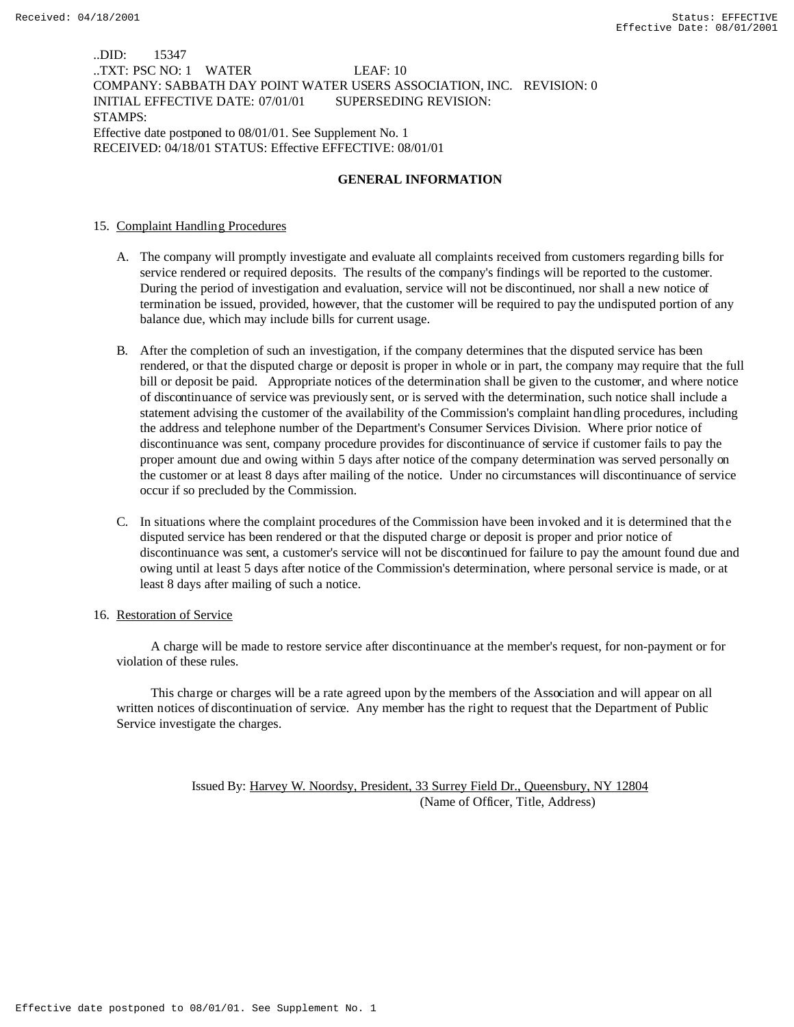..DID: 15347
..TXT: PSC NO: 1 WATER LEAF: 10
COMPANY: SABBATH DAY POINT WATER USERS ASSOCIATION, INC. REVISION: 0
INITIAL EFFECTIVE DATE: 07/01/01 SUPERSEDING REVISION:
STAMPS:
Effective date postponed to 08/01/01. See Supplement No. 1
RECEIVED: 04/18/01 STATUS: Effective EFFECTIVE: 08/01/01

## GENERAL INFORMATION

15. Complaint Handling Procedures

A. The company will promptly investigate and evaluate all complaints received from customers regarding bills for service rendered or required deposits. The results of the company's findings will be reported to the customer. During the period of investigation and evaluation, service will not be discontinued, nor shall a new notice of termination be issued, provided, however, that the customer will be required to pay the undisputed portion of any balance due, which may include bills for current usage.

B. After the completion of such an investigation, if the company determines that the disputed service has been rendered, or that the disputed charge or deposit is proper in whole or in part, the company may require that the full bill or deposit be paid. Appropriate notices of the determination shall be given to the customer, and where notice of discontinuance of service was previously sent, or is served with the determination, such notice shall include a statement advising the customer of the availability of the Commission's complaint handling procedures, including the address and telephone number of the Department's Consumer Services Division. Where prior notice of discontinuance was sent, company procedure provides for discontinuance of service if customer fails to pay the proper amount due and owing within 5 days after notice of the company determination was served personally on the customer or at least 8 days after mailing of the notice. Under no circumstances will discontinuance of service occur if so precluded by the Commission.

C. In situations where the complaint procedures of the Commission have been invoked and it is determined that the disputed service has been rendered or that the disputed charge or deposit is proper and prior notice of discontinuance was sent, a customer's service will not be discontinued for failure to pay the amount found due and owing until at least 5 days after notice of the Commission's determination, where personal service is made, or at least 8 days after mailing of such a notice.

16. Restoration of Service

A charge will be made to restore service after discontinuance at the member's request, for non-payment or for violation of these rules.

This charge or charges will be a rate agreed upon by the members of the Association and will appear on all written notices of discontinuation of service. Any member has the right to request that the Department of Public Service investigate the charges.

Issued By: Harvey W. Noordsy, President, 33 Surrey Field Dr., Queensbury, NY 12804
(Name of Officer, Title, Address)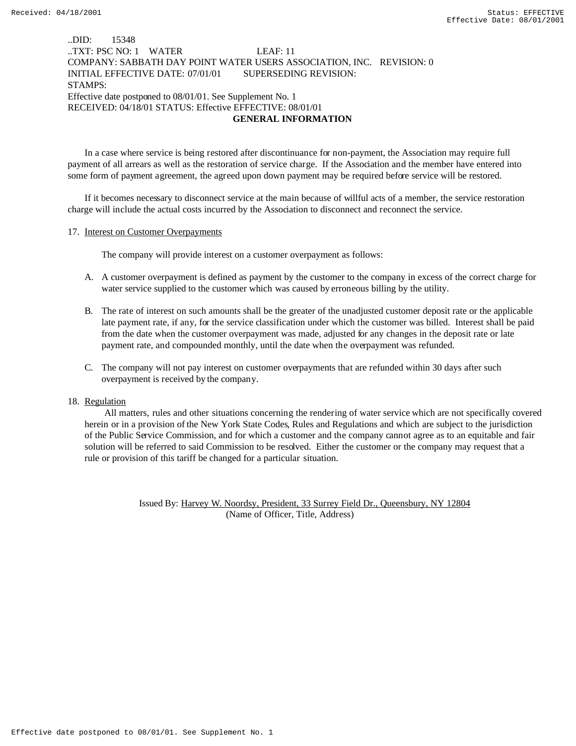..DID: 15348
..TXT: PSC NO: 1 WATER LEAF: 11
COMPANY: SABBATH DAY POINT WATER USERS ASSOCIATION, INC. REVISION: 0
INITIAL EFFECTIVE DATE: 07/01/01 SUPERSEDING REVISION:
STAMPS:
Effective date postponed to 08/01/01. See Supplement No. 1
RECEIVED: 04/18/01 STATUS: Effective EFFECTIVE: 08/01/01

**GENERAL INFORMATION**

In a case where service is being restored after discontinuance for non-payment, the Association may require full payment of all arrears as well as the restoration of service charge. If the Association and the member have entered into some form of payment agreement, the agreed upon down payment may be required before service will be restored.

If it becomes necessary to disconnect service at the main because of willful acts of a member, the service restoration charge will include the actual costs incurred by the Association to disconnect and reconnect the service.

17. Interest on Customer Overpayments

The company will provide interest on a customer overpayment as follows:

A. A customer overpayment is defined as payment by the customer to the company in excess of the correct charge for water service supplied to the customer which was caused by erroneous billing by the utility.

B. The rate of interest on such amounts shall be the greater of the unadjusted customer deposit rate or the applicable late payment rate, if any, for the service classification under which the customer was billed. Interest shall be paid from the date when the customer overpayment was made, adjusted for any changes in the deposit rate or late payment rate, and compounded monthly, until the date when the overpayment was refunded.

C. The company will not pay interest on customer overpayments that are refunded within 30 days after such overpayment is received by the company.

18. Regulation

All matters, rules and other situations concerning the rendering of water service which are not specifically covered herein or in a provision of the New York State Codes, Rules and Regulations and which are subject to the jurisdiction of the Public Service Commission, and for which a customer and the company cannot agree as to an equitable and fair solution will be referred to said Commission to be resolved. Either the customer or the company may request that a rule or provision of this tariff be changed for a particular situation.

Issued By: Harvey W. Noordsy, President, 33 Surrey Field Dr., Queensbury, NY 12804
(Name of Officer, Title, Address)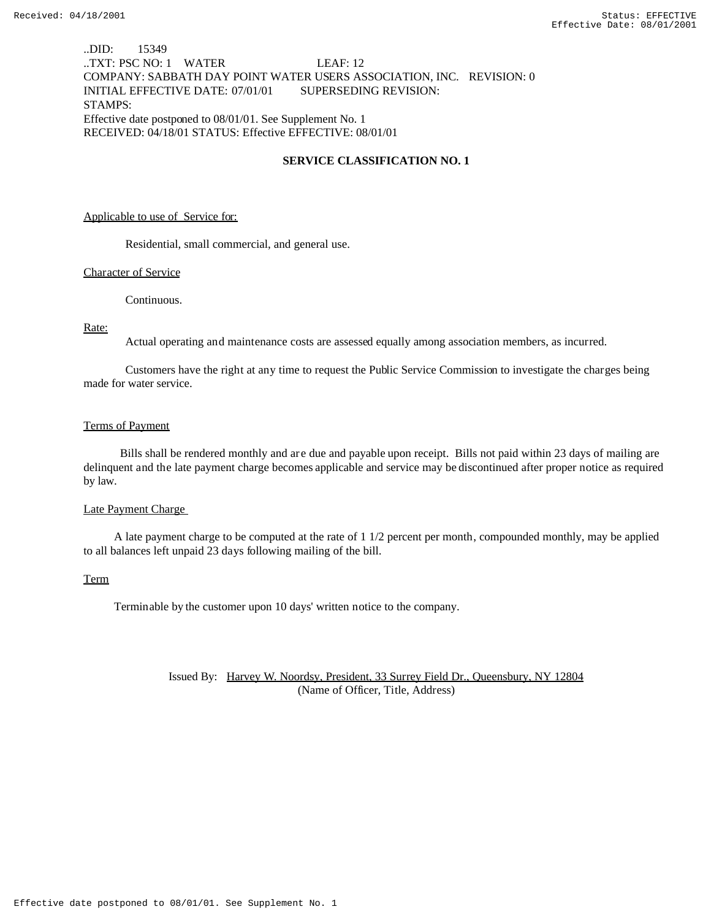..DID: 15349
..TXT: PSC NO: 1 WATER LEAF: 12
COMPANY: SABBATH DAY POINT WATER USERS ASSOCIATION, INC. REVISION: 0
INITIAL EFFECTIVE DATE: 07/01/01 SUPERSEDING REVISION:
STAMPS:
Effective date postponed to 08/01/01. See Supplement No. 1
RECEIVED: 04/18/01 STATUS: Effective EFFECTIVE: 08/01/01

## SERVICE CLASSIFICATION NO. 1

Applicable to use of Service for:

Residential, small commercial, and general use.

Character of Service

Continuous.

Rate:

Actual operating and maintenance costs are assessed equally among association members, as incurred.

Customers have the right at any time to request the Public Service Commission to investigate the charges being made for water service.

Terms of Payment

Bills shall be rendered monthly and are due and payable upon receipt. Bills not paid within 23 days of mailing are delinquent and the late payment charge becomes applicable and service may be discontinued after proper notice as required by law.

Late Payment Charge

A late payment charge to be computed at the rate of 1 1/2 percent per month, compounded monthly, may be applied to all balances left unpaid 23 days following mailing of the bill.

Term

Terminable by the customer upon 10 days' written notice to the company.

Issued By: Harvey W. Noordsy, President, 33 Surrey Field Dr., Queensbury, NY 12804
(Name of Officer, Title, Address)